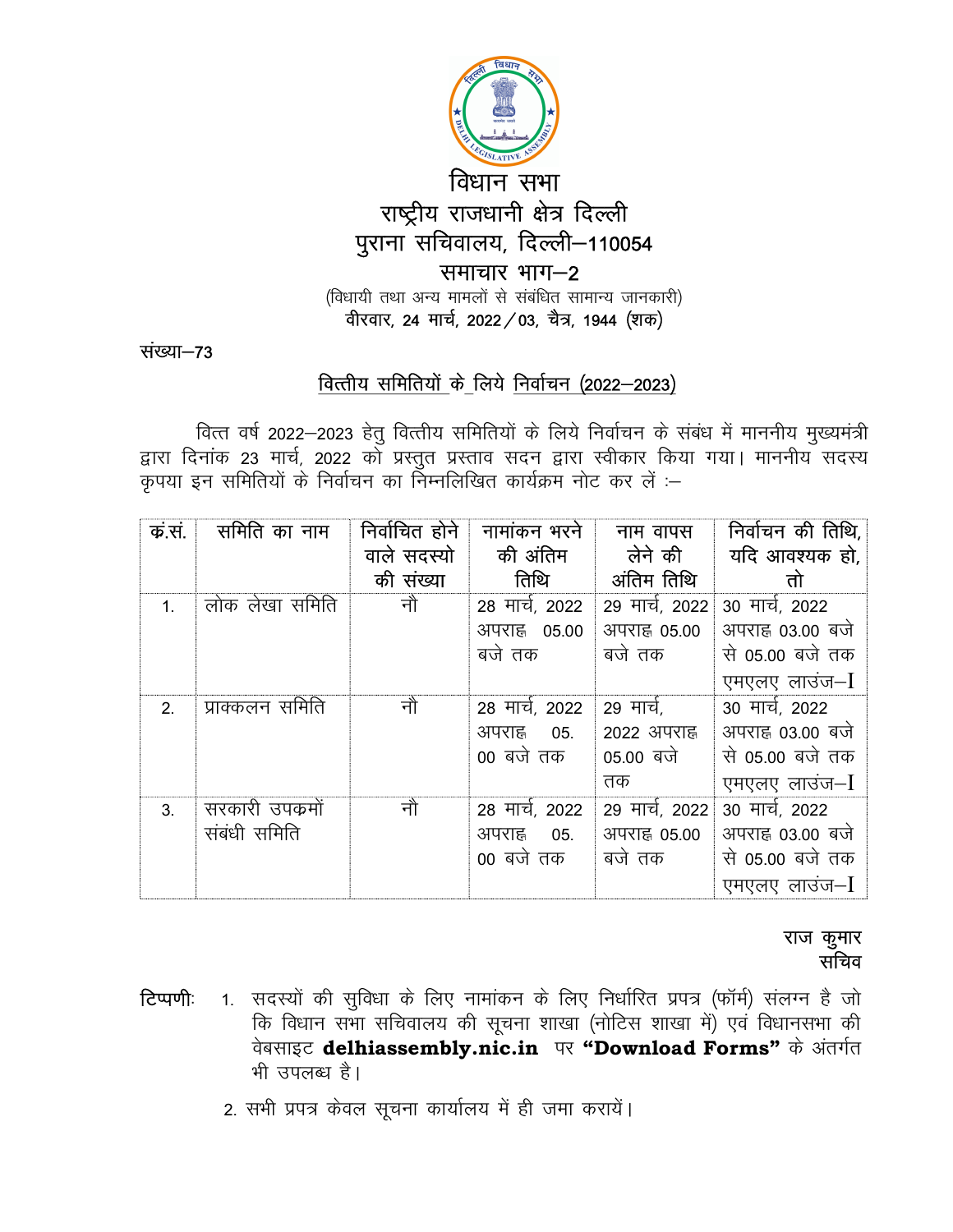# विधान सभा

## राष्ट्रीय राजधानी क्षेत्र दिल्ली

## पुराना सचिवालय, दिल्ली–110054

## समाचार भाग–2

(विधायी तथा अन्य मामलों से संबंधित सामान्य जानकारी)

**वीरवार, 24 मार्च, 2022 / 03, चैत्र, 1944 (शक)**

संख्या–73

<u>वित्तीय समितियों के लिये निर्वाचन (2022–2023)</u>

वित्त वर्ष 2022–2023 हेतु वित्तीय समितियों के लिये निर्वाचन के संबंध में माननीय मुख्यमंत्री द्वारा दिनांक 23 मार्च, 2022 को प्रस्तुत प्रस्ताव सदन द्वारा स्वीकार किया गया। माननीय सदस्य कृपया इन समितियों के निर्वाचन का निम्नलिखित कार्यक्रम नोट कर लें :–

| क्र.सं. | समिति का नाम | निर्वाचित होने वाले सदस्यो की संख्या | नामांकन भरने की अंतिम तिथि | नाम वापस लेने की अंतिम तिथि | निर्वाचन की तिथि, यदि आवश्यक हो, तो |
|---|---|---|---|---|---|
| 1. | लोक लेखा समिति | नौ | 28 मार्च, 2022 अपराह्न 05.00 बजे तक | 29 मार्च, 2022 अपराह्न 05.00 बजे तक | 30 मार्च, 2022 अपराह्न 03.00 बजे से 05.00 बजे तक एमएलए लाउंज–I |
| 2. | प्राक्कलन समिति | नौ | 28 मार्च, 2022 अपराह्न 05.00 बजे तक | 29 मार्च, 2022 अपराह्न 05.00 बजे तक | 30 मार्च, 2022 अपराह्न 03.00 बजे से 05.00 बजे तक एमएलए लाउंज–I |
| 3. | सरकारी उपकमों संबंधी समिति | नौ | 28 मार्च, 2022 अपराह्न 05.00 बजे तक | 29 मार्च, 2022 अपराह्न 05.00 बजे तक | 30 मार्च, 2022 अपराह्न 03.00 बजे से 05.00 बजे तक एमएलए लाउंज–I |

राज कुमार
सचिव

**टिप्पणीः** 1. सदस्यों की सुविधा के लिए नामांकन के लिए निर्धारित प्रपत्र (फॉर्म) संलग्न है जो कि विधान सभा सचिवालय की सूचना शाखा (नोटिस शाखा में) एवं विधानसभा की वेबसाइट **delhiassembly.nic.in** पर **"Download Forms"** के अंतर्गत भी उपलब्ध है।

2. सभी प्रपत्र केवल सूचना कार्यालय में ही जमा करायें।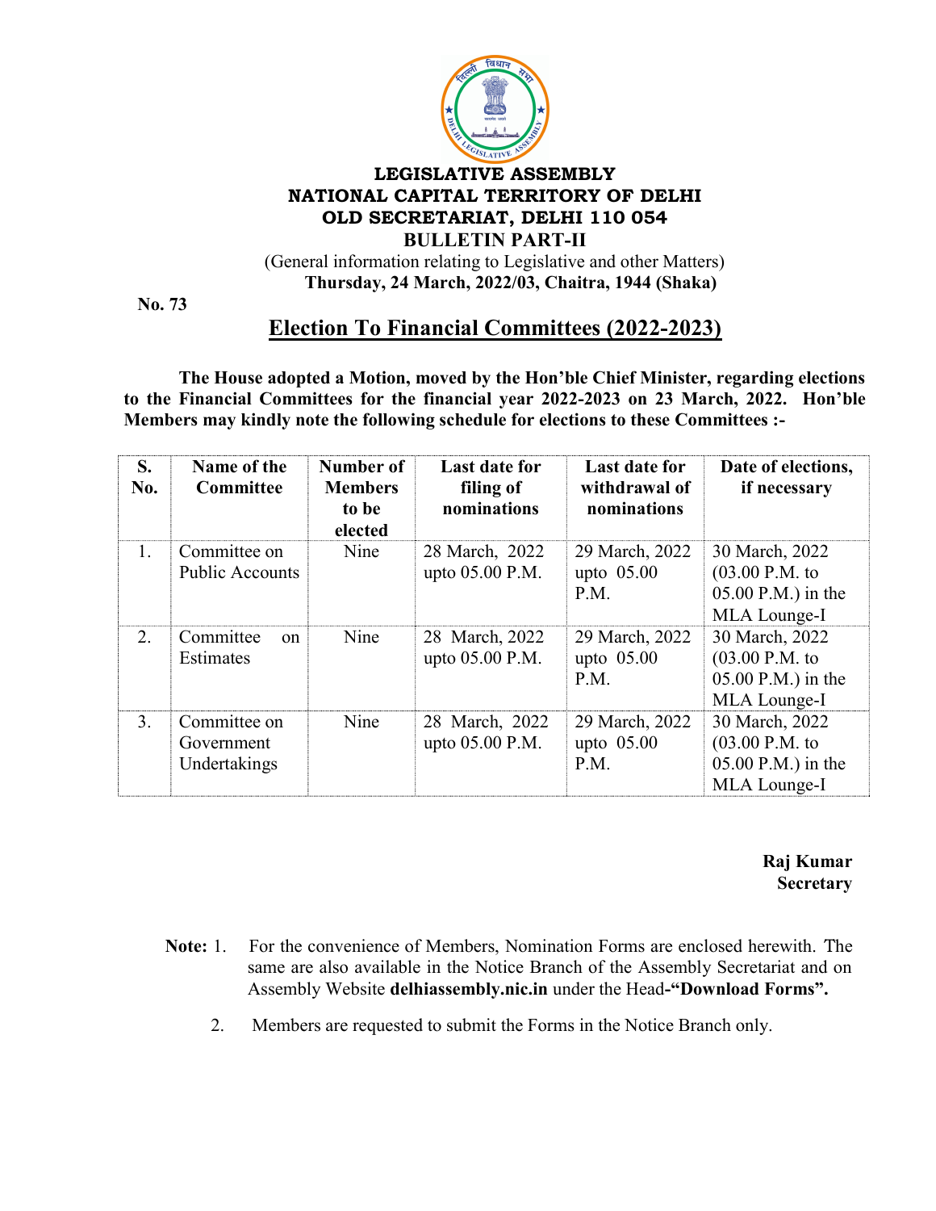**LEGISLATIVE ASSEMBLY**
**NATIONAL CAPITAL TERRITORY OF DELHI**
**OLD SECRETARIAT, DELHI 110 054**
**BULLETIN PART-II**
(General information relating to Legislative and other Matters)
**Thursday, 24 March, 2022/03, Chaitra, 1944 (Shaka)**

**No. 73**

## Election To Financial Committees (2022-2023)

**The House adopted a Motion, moved by the Hon'ble Chief Minister, regarding elections to the Financial Committees for the financial year 2022-2023 on 23 March, 2022. Hon'ble Members may kindly note the following schedule for elections to these Committees :-**

| S. No. | Name of the Committee | Number of Members to be elected | Last date for filing of nominations | Last date for withdrawal of nominations | Date of elections, if necessary |
|---|---|---|---|---|---|
| 1. | Committee on Public Accounts | Nine | 28 March, 2022 upto 05.00 P.M. | 29 March, 2022 upto 05.00 P.M. | 30 March, 2022 (03.00 P.M. to 05.00 P.M.) in the MLA Lounge-I |
| 2. | Committee on Estimates | Nine | 28 March, 2022 upto 05.00 P.M. | 29 March, 2022 upto 05.00 P.M. | 30 March, 2022 (03.00 P.M. to 05.00 P.M.) in the MLA Lounge-I |
| 3. | Committee on Government Undertakings | Nine | 28 March, 2022 upto 05.00 P.M. | 29 March, 2022 upto 05.00 P.M. | 30 March, 2022 (03.00 P.M. to 05.00 P.M.) in the MLA Lounge-I |

**Raj Kumar**
**Secretary**

**Note:** 1. For the convenience of Members, Nomination Forms are enclosed herewith. The same are also available in the Notice Branch of the Assembly Secretariat and on Assembly Website **delhiassembly.nic.in** under the Head-**"Download Forms".**

2. Members are requested to submit the Forms in the Notice Branch only.